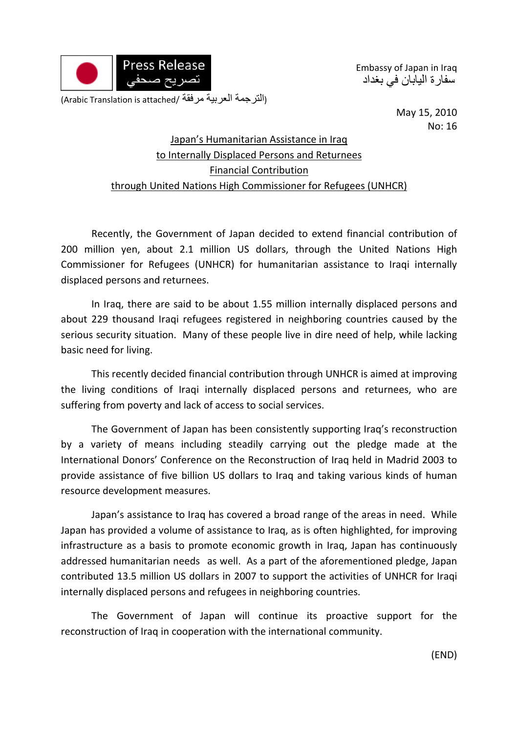Press Release
تصريح صحفي

(Arabic Translation is attached/ الترجمة العربية مرفقة)

Embassy of Japan in Iraq
سفارة اليابان في بغداد

May 15, 2010
No: 16

# Japan's Humanitarian Assistance in Iraq to Internally Displaced Persons and Returnees Financial Contribution through United Nations High Commissioner for Refugees (UNHCR)

Recently, the Government of Japan decided to extend financial contribution of 200 million yen, about 2.1 million US dollars, through the United Nations High Commissioner for Refugees (UNHCR) for humanitarian assistance to Iraqi internally displaced persons and returnees.

In Iraq, there are said to be about 1.55 million internally displaced persons and about 229 thousand Iraqi refugees registered in neighboring countries caused by the serious security situation. Many of these people live in dire need of help, while lacking basic need for living.

This recently decided financial contribution through UNHCR is aimed at improving the living conditions of Iraqi internally displaced persons and returnees, who are suffering from poverty and lack of access to social services.

The Government of Japan has been consistently supporting Iraq's reconstruction by a variety of means including steadily carrying out the pledge made at the International Donors' Conference on the Reconstruction of Iraq held in Madrid 2003 to provide assistance of five billion US dollars to Iraq and taking various kinds of human resource development measures.

Japan's assistance to Iraq has covered a broad range of the areas in need. While Japan has provided a volume of assistance to Iraq, as is often highlighted, for improving infrastructure as a basis to promote economic growth in Iraq, Japan has continuously addressed humanitarian needs as well. As a part of the aforementioned pledge, Japan contributed 13.5 million US dollars in 2007 to support the activities of UNHCR for Iraqi internally displaced persons and refugees in neighboring countries.

The Government of Japan will continue its proactive support for the reconstruction of Iraq in cooperation with the international community.

(END)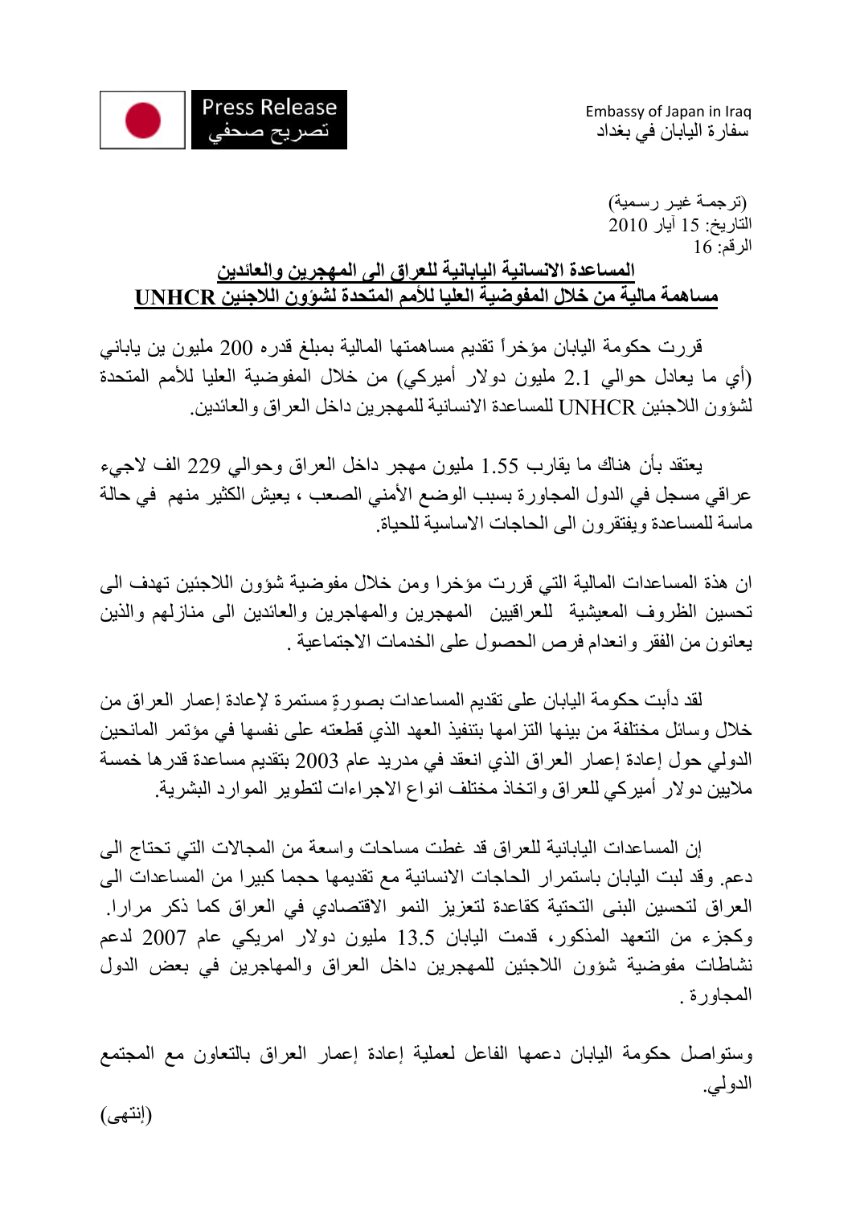Press Release
تصريح صحفي

Embassy of Japan in Iraq
سفارة اليابان في بغداد

(ترجمة غير رسمية)
التاريخ: 15 آيار 2010
الرقم: 16

## <u>المساعدة الانسانية اليابانية للعراق الى المهجرين والعائدين</u>
## <u>مساهمة مالية من خلال المفوضية العليا للأمم المتحدة لشؤون اللاجئين UNHCR</u>

قررت حكومة اليابان مؤخراً تقديم مساهمتها المالية بمبلغ قدره 200 مليون ين ياباني (أي ما يعادل حوالي 2.1 مليون دولار أميركي) من خلال المفوضية العليا للأمم المتحدة لشؤون اللاجئين UNHCR للمساعدة الانسانية للمهجرين داخل العراق والعائدين.

يعتقد بأن هناك ما يقارب 1.55 مليون مهجر داخل العراق وحوالي 229 الف لاجيء عراقي مسجل في الدول المجاورة بسبب الوضع الأمني الصعب ، يعيش الكثير منهم في حالة ماسة للمساعدة ويفتقرون الى الحاجات الاساسية للحياة.

ان هذة المساعدات المالية التي قررت مؤخرا ومن خلال مفوضية شؤون اللاجئين تهدف الى تحسين الظروف المعيشية للعراقيين المهجرين والمهاجرين والعائدين الى منازلهم والذين يعانون من الفقر وانعدام فرص الحصول على الخدمات الاجتماعية .

لقد دأبت حكومة اليابان على تقديم المساعدات بصورةٍ مستمرة لإعادة إعمار العراق من خلال وسائل مختلفة من بينها التزامها بتنفيذ العهد الذي قطعته على نفسها في مؤتمر المانحين الدولي حول إعادة إعمار العراق الذي انعقد في مدريد عام 2003 بتقديم مساعدة قدرها خمسة ملايين دولار أميركي للعراق واتخاذ مختلف انواع الاجراءات لتطوير الموارد البشرية.

إن المساعدات اليابانية للعراق قد غطت مساحات واسعة من المجالات التي تحتاج الى دعم. وقد لبت اليابان باستمرار الحاجات الانسانية مع تقديمها حجما كبيرا من المساعدات الى العراق لتحسين البنى التحتية كقاعدة لتعزيز النمو الاقتصادي في العراق كما ذكر مرارا. وكجزء من التعهد المذكور، قدمت اليابان 13.5 مليون دولار امريكي عام 2007 لدعم نشاطات مفوضية شؤون اللاجئين للمهجرين داخل العراق والمهاجرين في بعض الدول المجاورة .

وستواصل حكومة اليابان دعمها الفاعل لعملية إعادة إعمار العراق بالتعاون مع المجتمع الدولي.

(إنتهى)